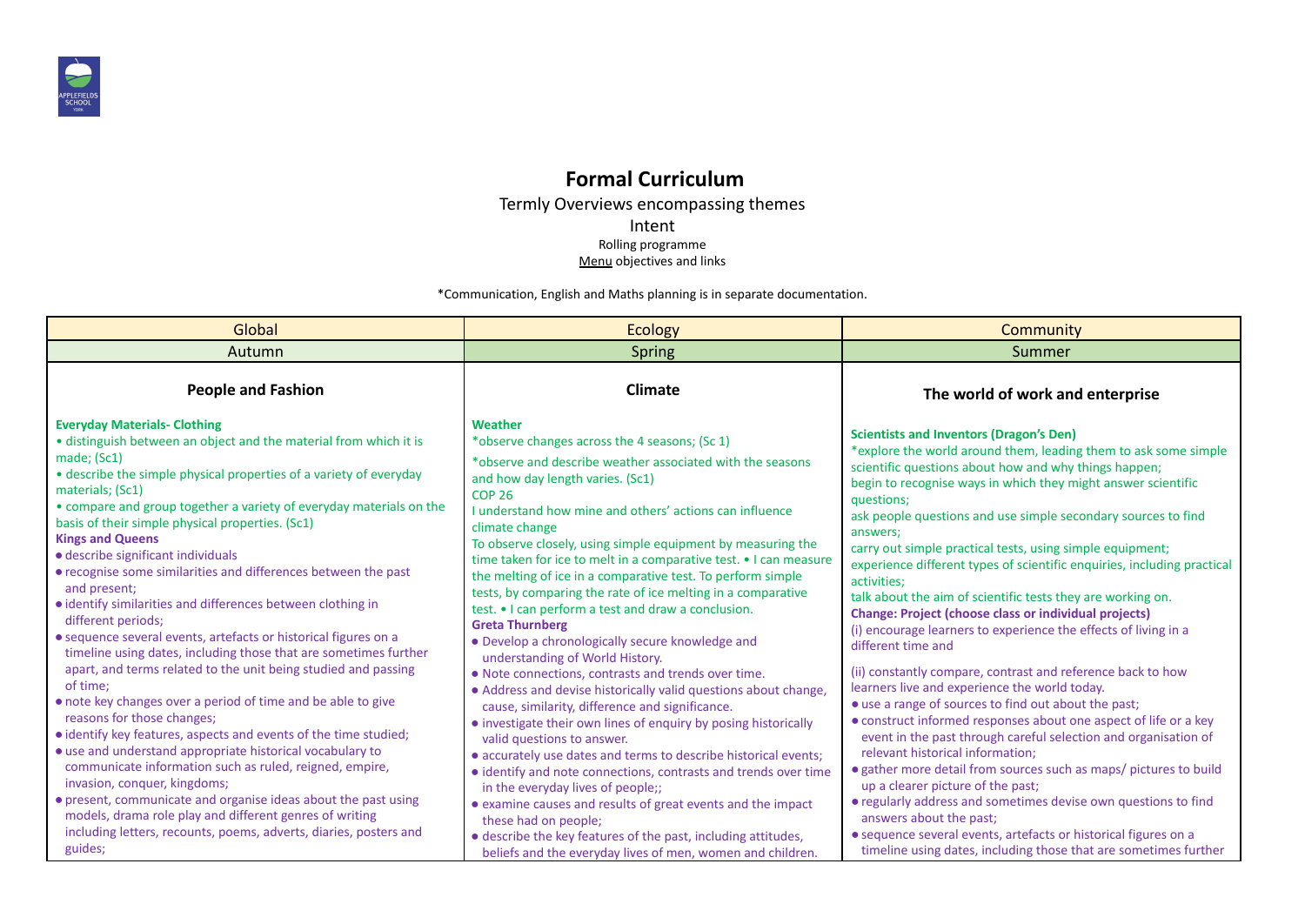# Formal Curriculum

Termly Overviews encompassing themes

Intent

Rolling programme

Menu objectives and links

*Communication, English and Maths planning is in separate documentation.

| Global | Ecology | Community |
|---|---|---|
| Autumn | Spring | Summer |
| **People and Fashion**<br><br>**Everyday Materials- Clothing**<br>• distinguish between an object and the material from which it is made; (Sc1)<br>• describe the simple physical properties of a variety of everyday materials; (Sc1)<br>• compare and group together a variety of everyday materials on the basis of their simple physical properties. (Sc1)<br>**Kings and Queens**<br>● describe significant individuals<br>● recognise some similarities and differences between the past and present;<br>● identify similarities and differences between clothing in different periods;<br>● sequence several events, artefacts or historical figures on a timeline using dates, including those that are sometimes further apart, and terms related to the unit being studied and passing of time;<br>● note key changes over a period of time and be able to give reasons for those changes;<br>● identify key features, aspects and events of the time studied;<br>● use and understand appropriate historical vocabulary to communicate information such as ruled, reigned, empire, invasion, conquer, kingdoms;<br>● present, communicate and organise ideas about the past using models, drama role play and different genres of writing including letters, recounts, poems, adverts, diaries, posters and guides; | **Climate**<br><br>**Weather**<br>*observe changes across the 4 seasons; (Sc 1)<br>*observe and describe weather associated with the seasons and how day length varies. (Sc1)<br>COP 26<br>I understand how mine and others' actions can influence climate change<br>To observe closely, using simple equipment by measuring the time taken for ice to melt in a comparative test. • I can measure the melting of ice in a comparative test. To perform simple tests, by comparing the rate of ice melting in a comparative test. • I can perform a test and draw a conclusion.<br>**Greta Thurnberg**<br>● Develop a chronologically secure knowledge and understanding of World History.<br>● Note connections, contrasts and trends over time.<br>● Address and devise historically valid questions about change, cause, similarity, difference and significance.<br>● investigate their own lines of enquiry by posing historically valid questions to answer.<br>● accurately use dates and terms to describe historical events;<br>● identify and note connections, contrasts and trends over time in the everyday lives of people;;<br>● examine causes and results of great events and the impact these had on people;<br>● describe the key features of the past, including attitudes, beliefs and the everyday lives of men, women and children. | **The world of work and enterprise**<br><br>**Scientists and Inventors (Dragon's Den)**<br>*explore the world around them, leading them to ask some simple scientific questions about how and why things happen;<br>begin to recognise ways in which they might answer scientific questions;<br>ask people questions and use simple secondary sources to find answers;<br>carry out simple practical tests, using simple equipment;<br>experience different types of scientific enquiries, including practical activities;<br>talk about the aim of scientific tests they are working on.<br>**Change: Project (choose class or individual projects)**<br>(i) encourage learners to experience the effects of living in a different time and<br><br>(ii) constantly compare, contrast and reference back to how learners live and experience the world today.<br>● use a range of sources to find out about the past;<br>● construct informed responses about one aspect of life or a key event in the past through careful selection and organisation of relevant historical information;<br>● gather more detail from sources such as maps/ pictures to build up a clearer picture of the past;<br>● regularly address and sometimes devise own questions to find answers about the past;<br>● sequence several events, artefacts or historical figures on a timeline using dates, including those that are sometimes further |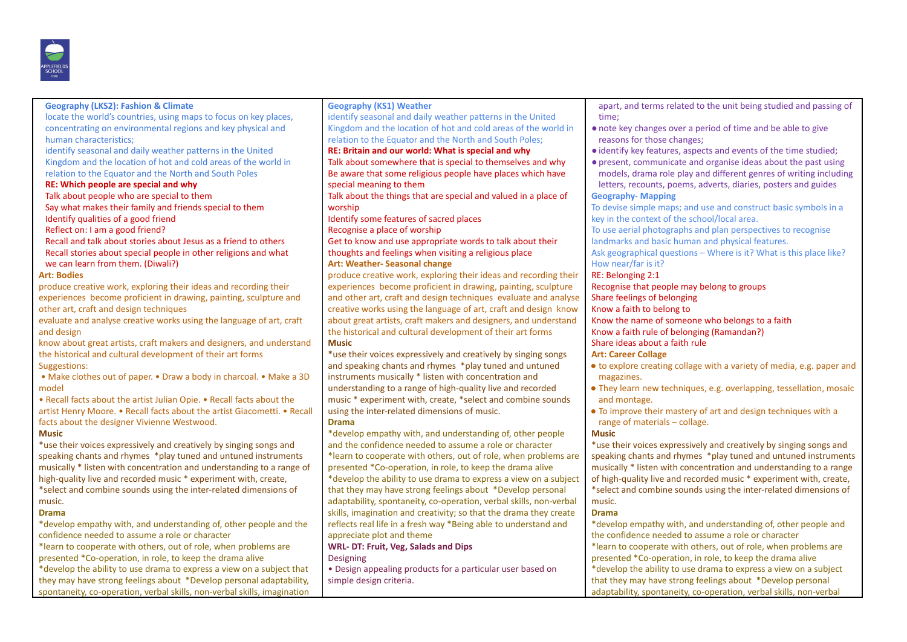**Geography (LKS2): Fashion & Climate**

locate the world's countries, using maps to focus on key places, concentrating on environmental regions and key physical and human characteristics;

identify seasonal and daily weather patterns in the United Kingdom and the location of hot and cold areas of the world in relation to the Equator and the North and South Poles

**RE: Which people are special and why**

Talk about people who are special to them

Say what makes their family and friends special to them

Identify qualities of a good friend

Reflect on: I am a good friend?

Recall and talk about stories about Jesus as a friend to others

Recall stories about special people in other religions and what we can learn from them. (Diwali?)

**Art: Bodies**

produce creative work, exploring their ideas and recording their experiences become proficient in drawing, painting, sculpture and other art, craft and design techniques

evaluate and analyse creative works using the language of art, craft and design

know about great artists, craft makers and designers, and understand the historical and cultural development of their art forms

Suggestions:

• Make clothes out of paper. • Draw a body in charcoal. • Make a 3D model

• Recall facts about the artist Julian Opie. • Recall facts about the artist Henry Moore. • Recall facts about the artist Giacometti. • Recall facts about the designer Vivienne Westwood.

**Music**

*use their voices expressively and creatively by singing songs and speaking chants and rhymes *play tuned and untuned instruments musically * listen with concentration and understanding to a range of high-quality live and recorded music * experiment with, create, *select and combine sounds using the inter-related dimensions of music.

**Drama**

*develop empathy with, and understanding of, other people and the confidence needed to assume a role or character

*learn to cooperate with others, out of role, when problems are presented *Co-operation, in role, to keep the drama alive

*develop the ability to use drama to express a view on a subject that they may have strong feelings about *Develop personal adaptability, spontaneity, co-operation, verbal skills, non-verbal skills, imagination

**Geography (KS1) Weather**

identify seasonal and daily weather patterns in the United Kingdom and the location of hot and cold areas of the world in relation to the Equator and the North and South Poles;

**RE: Britain and our world: What is special and why**

Talk about somewhere that is special to themselves and why

Be aware that some religious people have places which have special meaning to them

Talk about the things that are special and valued in a place of worship

Identify some features of sacred places

Recognise a place of worship

Get to know and use appropriate words to talk about their thoughts and feelings when visiting a religious place

**Art: Weather- Seasonal change**

produce creative work, exploring their ideas and recording their experiences become proficient in drawing, painting, sculpture and other art, craft and design techniques evaluate and analyse creative works using the language of art, craft and design know about great artists, craft makers and designers, and understand the historical and cultural development of their art forms

**Music**

*use their voices expressively and creatively by singing songs and speaking chants and rhymes *play tuned and untuned instruments musically * listen with concentration and understanding to a range of high-quality live and recorded music * experiment with, create, *select and combine sounds using the inter-related dimensions of music.

**Drama**

*develop empathy with, and understanding of, other people and the confidence needed to assume a role or character *learn to cooperate with others, out of role, when problems are presented *Co-operation, in role, to keep the drama alive *develop the ability to use drama to express a view on a subject that they may have strong feelings about *Develop personal adaptability, spontaneity, co-operation, verbal skills, non-verbal skills, imagination and creativity; so that the drama they create reflects real life in a fresh way *Being able to understand and appreciate plot and theme

**WRL- DT: Fruit, Veg, Salads and Dips**

Designing

• Design appealing products for a particular user based on simple design criteria.

apart, and terms related to the unit being studied and passing of time;

- note key changes over a period of time and be able to give reasons for those changes;
- identify key features, aspects and events of the time studied;
- present, communicate and organise ideas about the past using models, drama role play and different genres of writing including letters, recounts, poems, adverts, diaries, posters and guides

**Geography- Mapping**

To devise simple maps; and use and construct basic symbols in a key in the context of the school/local area.

To use aerial photographs and plan perspectives to recognise landmarks and basic human and physical features.

Ask geographical questions – Where is it? What is this place like? How near/far is it?

RE: Belonging 2:1

Recognise that people may belong to groups

Share feelings of belonging

Know a faith to belong to

Know the name of someone who belongs to a faith

Know a faith rule of belonging (Ramandan?)

Share ideas about a faith rule

**Art: Career Collage**

- to explore creating collage with a variety of media, e.g. paper and magazines.
- They learn new techniques, e.g. overlapping, tessellation, mosaic and montage.
- To improve their mastery of art and design techniques with a range of materials – collage.

**Music**

*use their voices expressively and creatively by singing songs and speaking chants and rhymes *play tuned and untuned instruments musically * listen with concentration and understanding to a range of high-quality live and recorded music * experiment with, create, *select and combine sounds using the inter-related dimensions of music.

**Drama**

*develop empathy with, and understanding of, other people and the confidence needed to assume a role or character

*learn to cooperate with others, out of role, when problems are presented *Co-operation, in role, to keep the drama alive

*develop the ability to use drama to express a view on a subject that they may have strong feelings about *Develop personal adaptability, spontaneity, co-operation, verbal skills, non-verbal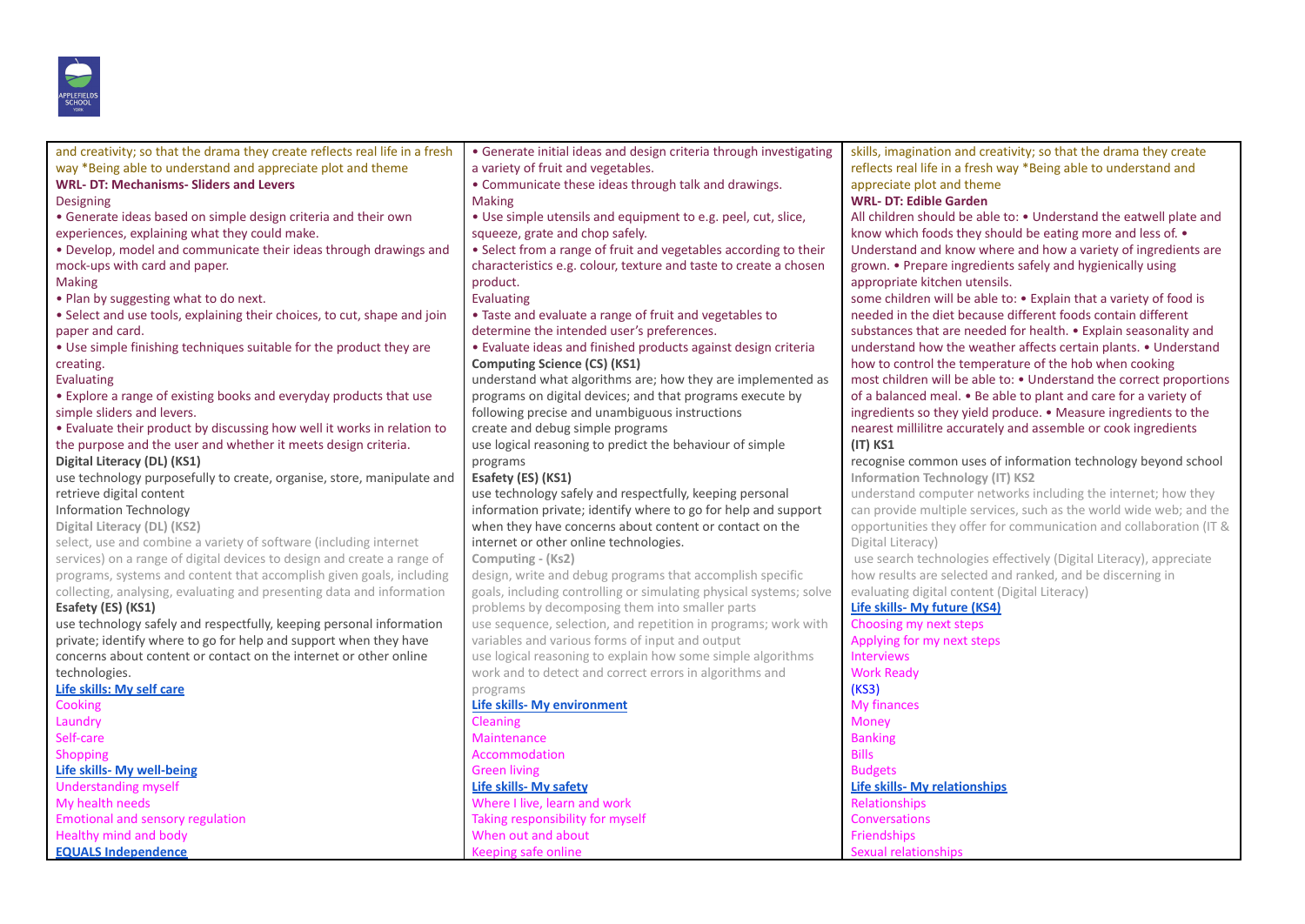and creativity; so that the drama they create reflects real life in a fresh way *Being able to understand and appreciate plot and theme

**WRL- DT: Mechanisms- Sliders and Levers**

Designing

• Generate ideas based on simple design criteria and their own experiences, explaining what they could make.

• Develop, model and communicate their ideas through drawings and mock-ups with card and paper.

Making

• Plan by suggesting what to do next.

• Select and use tools, explaining their choices, to cut, shape and join paper and card.

• Use simple finishing techniques suitable for the product they are creating.

Evaluating

• Explore a range of existing books and everyday products that use simple sliders and levers.

• Evaluate their product by discussing how well it works in relation to the purpose and the user and whether it meets design criteria.

**Digital Literacy (DL) (KS1)**

use technology purposefully to create, organise, store, manipulate and retrieve digital content

Information Technology

**Digital Literacy (DL) (KS2)**

select, use and combine a variety of software (including internet services) on a range of digital devices to design and create a range of programs, systems and content that accomplish given goals, including collecting, analysing, evaluating and presenting data and information

**Esafety (ES) (KS1)**

use technology safely and respectfully, keeping personal information private; identify where to go for help and support when they have concerns about content or contact on the internet or other online technologies.

**Life skills: My self care**

Cooking
Laundry
Self-care
Shopping

**Life skills- My well-being**

Understanding myself
My health needs
Emotional and sensory regulation
Healthy mind and body

**EQUALS Independence**

• Generate initial ideas and design criteria through investigating a variety of fruit and vegetables.

• Communicate these ideas through talk and drawings.

Making

• Use simple utensils and equipment to e.g. peel, cut, slice, squeeze, grate and chop safely.

• Select from a range of fruit and vegetables according to their characteristics e.g. colour, texture and taste to create a chosen product.

Evaluating

• Taste and evaluate a range of fruit and vegetables to determine the intended user's preferences.

• Evaluate ideas and finished products against design criteria

**Computing Science (CS) (KS1)**

understand what algorithms are; how they are implemented as programs on digital devices; and that programs execute by following precise and unambiguous instructions

create and debug simple programs

use logical reasoning to predict the behaviour of simple programs

**Esafety (ES) (KS1)**

use technology safely and respectfully, keeping personal information private; identify where to go for help and support when they have concerns about content or contact on the internet or other online technologies.

**Computing - (Ks2)**

design, write and debug programs that accomplish specific goals, including controlling or simulating physical systems; solve problems by decomposing them into smaller parts

use sequence, selection, and repetition in programs; work with variables and various forms of input and output

use logical reasoning to explain how some simple algorithms work and to detect and correct errors in algorithms and programs

**Life skills- My environment**

Cleaning
Maintenance
Accommodation
Green living

**Life skills- My safety**

Where I live, learn and work
Taking responsibility for myself
When out and about
Keeping safe online

skills, imagination and creativity; so that the drama they create reflects real life in a fresh way *Being able to understand and appreciate plot and theme

**WRL- DT: Edible Garden**

All children should be able to: • Understand the eatwell plate and know which foods they should be eating more and less of. • Understand and know where and how a variety of ingredients are grown. • Prepare ingredients safely and hygienically using appropriate kitchen utensils.

some children will be able to: • Explain that a variety of food is needed in the diet because different foods contain different substances that are needed for health. • Explain seasonality and understand how the weather affects certain plants. • Understand how to control the temperature of the hob when cooking

most children will be able to: • Understand the correct proportions of a balanced meal. • Be able to plant and care for a variety of ingredients so they yield produce. • Measure ingredients to the nearest millilitre accurately and assemble or cook ingredients

**(IT) KS1**

recognise common uses of information technology beyond school

**Information Technology (IT) KS2**

understand computer networks including the internet; how they can provide multiple services, such as the world wide web; and the opportunities they offer for communication and collaboration (IT & Digital Literacy)

use search technologies effectively (Digital Literacy), appreciate how results are selected and ranked, and be discerning in evaluating digital content (Digital Literacy)

**Life skills- My future (KS4)**

Choosing my next steps
Applying for my next steps
Interviews
Work Ready

(KS3)

My finances
Money
Banking
Bills
Budgets

**Life skills- My relationships**

Relationships
Conversations
Friendships
Sexual relationships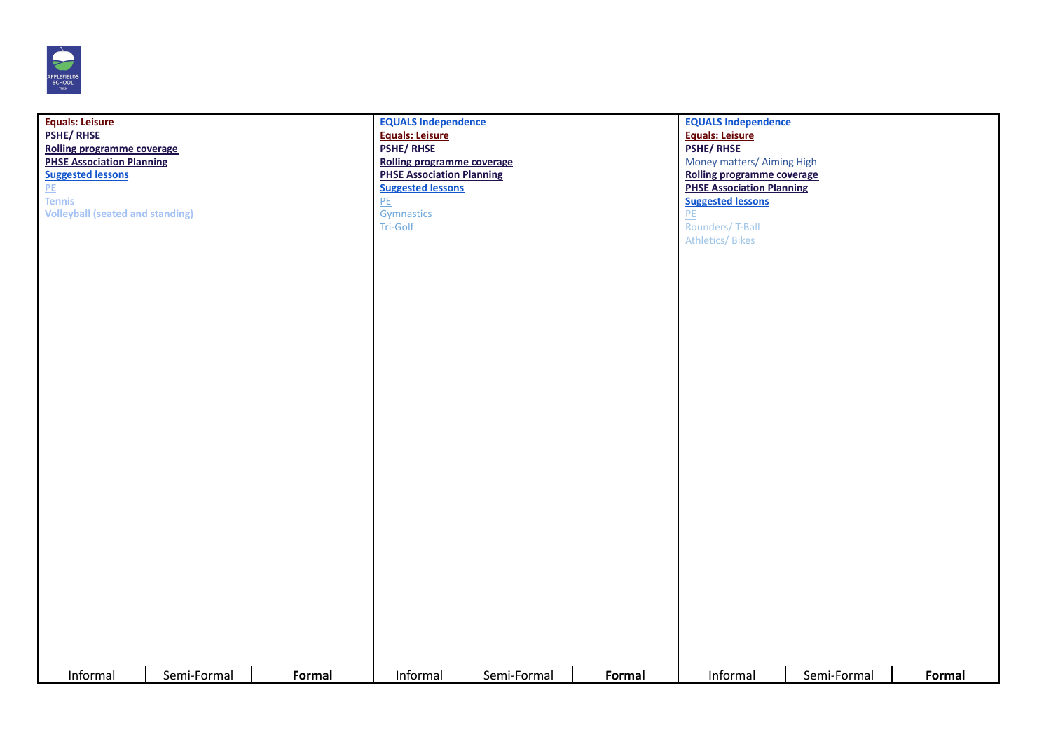| | | | | | | | | |
|---|---|---|---|---|---|---|---|---|
| **Equals: Leisure**<br>**PSHE/ RHSE**<br>**Rolling programme coverage**<br>**PHSE Association Planning**<br>**Suggested lessons**<br>PE<br>**Tennis**<br>**Volleyball (seated and standing)** | | | **EQUALS Independence**<br>**Equals: Leisure**<br>**PSHE/ RHSE**<br>**Rolling programme coverage**<br>**PHSE Association Planning**<br>**Suggested lessons**<br>PE<br>Gymnastics<br>Tri-Golf | | | **EQUALS Independence**<br>**Equals: Leisure**<br>**PSHE/ RHSE**<br>Money matters/ Aiming High<br>**Rolling programme coverage**<br>**PHSE Association Planning**<br>**Suggested lessons**<br>PE<br>Rounders/ T-Ball<br>Athletics/ Bikes | | |
| Informal | Semi-Formal | **Formal** | Informal | Semi-Formal | **Formal** | Informal | Semi-Formal | **Formal** |